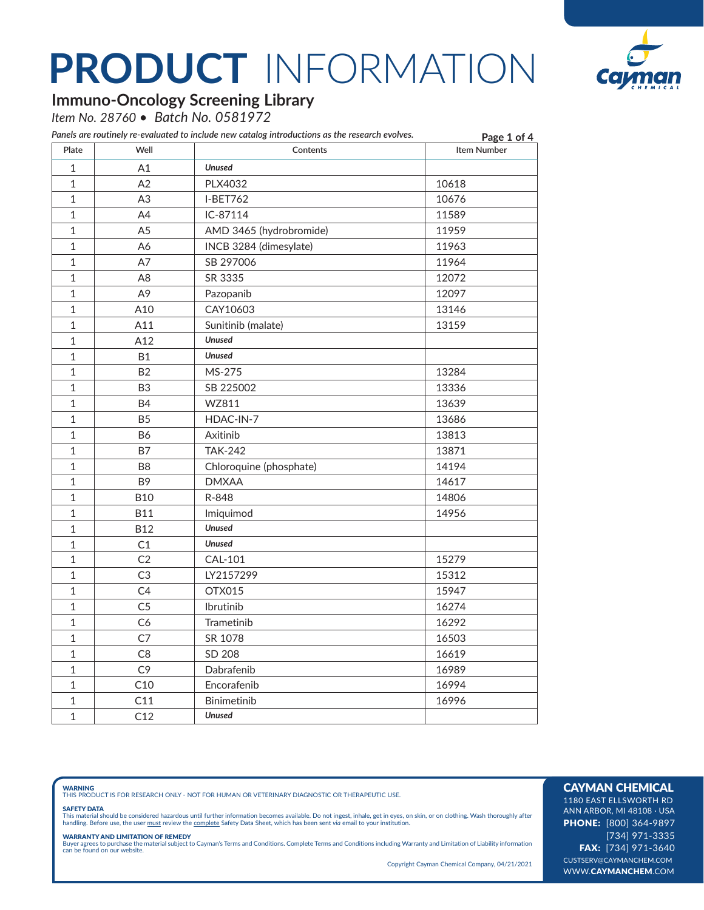# PRODUCT INFORMATION

## Immuno-Oncology Screening Library

*Item No. 28760 • Batch No. 0581972*

*Panels are routinely re-evaluated to include new catalog introductions as the research evolves.*

| Plate | Well | Contents | Item Number |
|---|---|---|---|
| 1 | A1 | ***Unused*** | |
| 1 | A2 | PLX4032 | 10618 |
| 1 | A3 | I-BET762 | 10676 |
| 1 | A4 | IC-87114 | 11589 |
| 1 | A5 | AMD 3465 (hydrobromide) | 11959 |
| 1 | A6 | INCB 3284 (dimesylate) | 11963 |
| 1 | A7 | SB 297006 | 11964 |
| 1 | A8 | SR 3335 | 12072 |
| 1 | A9 | Pazopanib | 12097 |
| 1 | A10 | CAY10603 | 13146 |
| 1 | A11 | Sunitinib (malate) | 13159 |
| 1 | A12 | ***Unused*** | |
| 1 | B1 | ***Unused*** | |
| 1 | B2 | MS-275 | 13284 |
| 1 | B3 | SB 225002 | 13336 |
| 1 | B4 | WZ811 | 13639 |
| 1 | B5 | HDAC-IN-7 | 13686 |
| 1 | B6 | Axitinib | 13813 |
| 1 | B7 | TAK-242 | 13871 |
| 1 | B8 | Chloroquine (phosphate) | 14194 |
| 1 | B9 | DMXAA | 14617 |
| 1 | B10 | R-848 | 14806 |
| 1 | B11 | Imiquimod | 14956 |
| 1 | B12 | ***Unused*** | |
| 1 | C1 | ***Unused*** | |
| 1 | C2 | CAL-101 | 15279 |
| 1 | C3 | LY2157299 | 15312 |
| 1 | C4 | OTX015 | 15947 |
| 1 | C5 | Ibrutinib | 16274 |
| 1 | C6 | Trametinib | 16292 |
| 1 | C7 | SR 1078 | 16503 |
| 1 | C8 | SD 208 | 16619 |
| 1 | C9 | Dabrafenib | 16989 |
| 1 | C10 | Encorafenib | 16994 |
| 1 | C11 | Binimetinib | 16996 |
| 1 | C12 | ***Unused*** | |

**WARNING**
THIS PRODUCT IS FOR RESEARCH ONLY - NOT FOR HUMAN OR VETERINARY DIAGNOSTIC OR THERAPEUTIC USE.

**SAFETY DATA**
This material should be considered hazardous until further information becomes available. Do not ingest, inhale, get in eyes, on skin, or on clothing. Wash thoroughly after handling. Before use, the user must review the complete Safety Data Sheet, which has been sent *via* email to your institution.

**WARRANTY AND LIMITATION OF REMEDY**
Buyer agrees to purchase the material subject to Cayman's Terms and Conditions. Complete Terms and Conditions including Warranty and Limitation of Liability information can be found on our website.

Copyright Cayman Chemical Company, 04/21/2021

**CAYMAN CHEMICAL**
1180 EAST ELLSWORTH RD
ANN ARBOR, MI 48108 · USA
**PHONE:** [800] 364-9897
[734] 971-3335
**FAX:** [734] 971-3640
CUSTSERV@CAYMANCHEM.COM
WWW.**CAYMANCHEM**.COM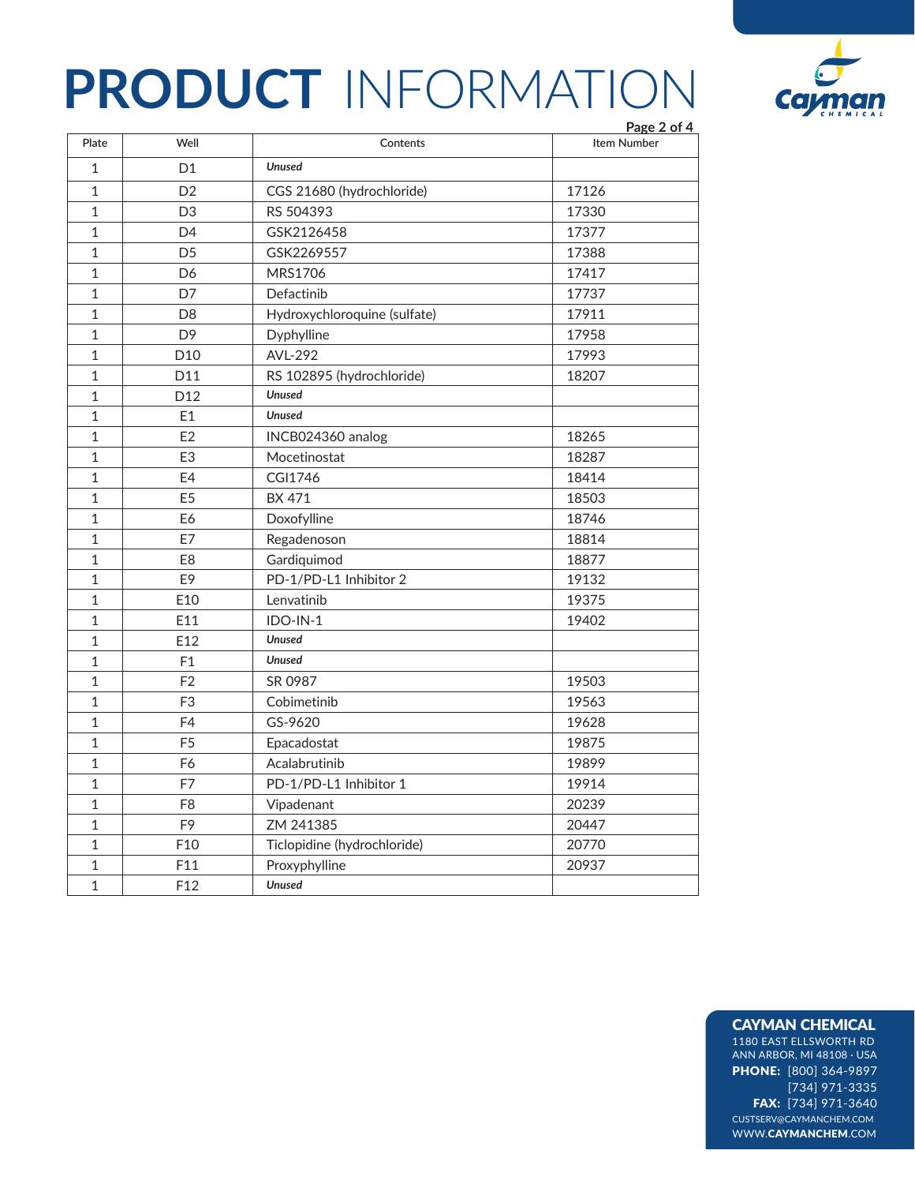| Plate | Well | Contents | Item Number |
|---|---|---|---|
| 1 | D1 | ***Unused*** | |
| 1 | D2 | CGS 21680 (hydrochloride) | 17126 |
| 1 | D3 | RS 504393 | 17330 |
| 1 | D4 | GSK2126458 | 17377 |
| 1 | D5 | GSK2269557 | 17388 |
| 1 | D6 | MRS1706 | 17417 |
| 1 | D7 | Defactinib | 17737 |
| 1 | D8 | Hydroxychloroquine (sulfate) | 17911 |
| 1 | D9 | Dyphylline | 17958 |
| 1 | D10 | AVL-292 | 17993 |
| 1 | D11 | RS 102895 (hydrochloride) | 18207 |
| 1 | D12 | ***Unused*** | |
| 1 | E1 | ***Unused*** | |
| 1 | E2 | INCB024360 analog | 18265 |
| 1 | E3 | Mocetinostat | 18287 |
| 1 | E4 | CGI1746 | 18414 |
| 1 | E5 | BX 471 | 18503 |
| 1 | E6 | Doxofylline | 18746 |
| 1 | E7 | Regadenoson | 18814 |
| 1 | E8 | Gardiquimod | 18877 |
| 1 | E9 | PD-1/PD-L1 Inhibitor 2 | 19132 |
| 1 | E10 | Lenvatinib | 19375 |
| 1 | E11 | IDO-IN-1 | 19402 |
| 1 | E12 | ***Unused*** | |
| 1 | F1 | ***Unused*** | |
| 1 | F2 | SR 0987 | 19503 |
| 1 | F3 | Cobimetinib | 19563 |
| 1 | F4 | GS-9620 | 19628 |
| 1 | F5 | Epacadostat | 19875 |
| 1 | F6 | Acalabrutinib | 19899 |
| 1 | F7 | PD-1/PD-L1 Inhibitor 1 | 19914 |
| 1 | F8 | Vipadenant | 20239 |
| 1 | F9 | ZM 241385 | 20447 |
| 1 | F10 | Ticlopidine (hydrochloride) | 20770 |
| 1 | F11 | Proxyphylline | 20937 |
| 1 | F12 | ***Unused*** | |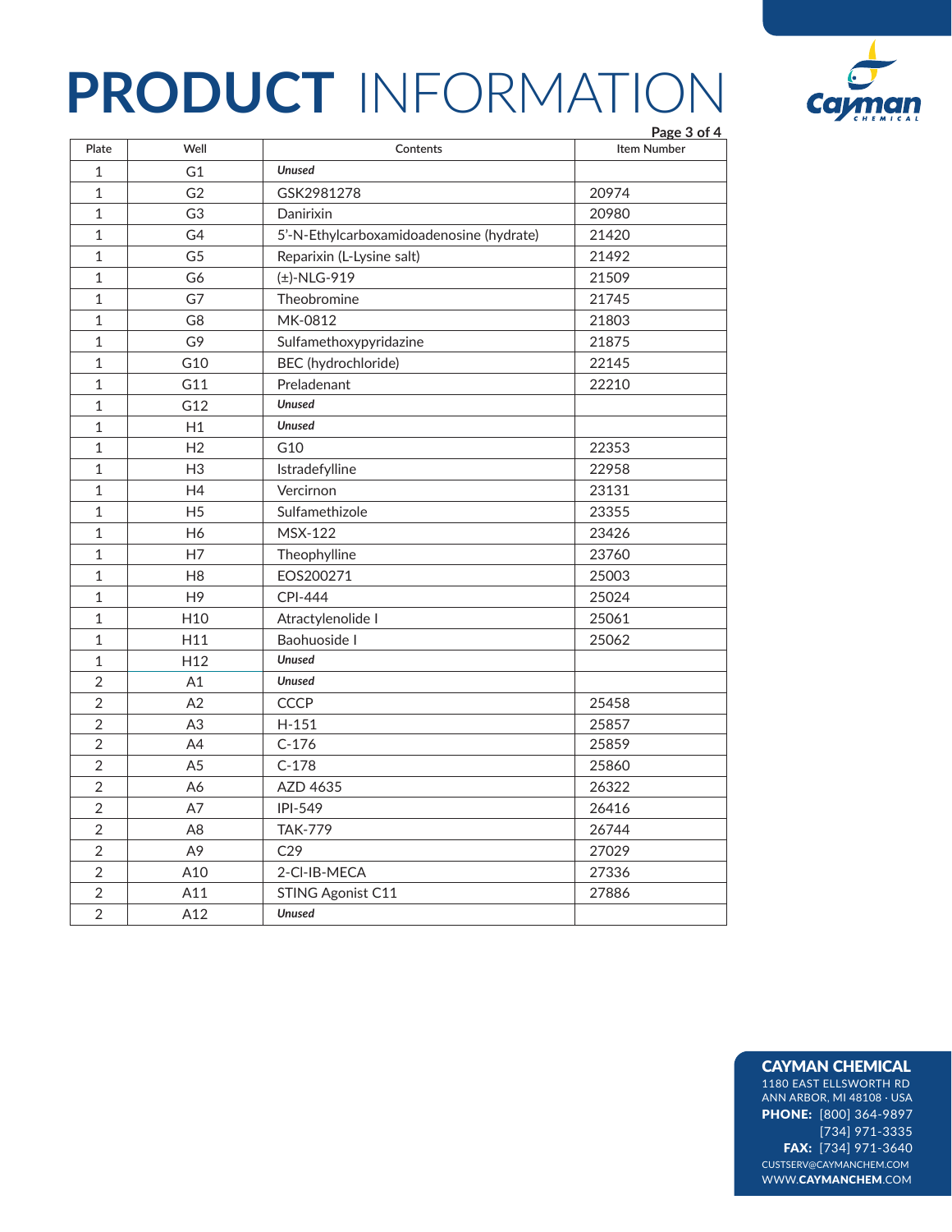# PRODUCT INFORMATION

| Plate | Well | Contents | Item Number |
|---|---|---|---|
| 1 | G1 | ***Unused*** | |
| 1 | G2 | GSK2981278 | 20974 |
| 1 | G3 | Danirixin | 20980 |
| 1 | G4 | 5'-N-Ethylcarboxamidoadenosine (hydrate) | 21420 |
| 1 | G5 | Reparixin (L-Lysine salt) | 21492 |
| 1 | G6 | (±)-NLG-919 | 21509 |
| 1 | G7 | Theobromine | 21745 |
| 1 | G8 | MK-0812 | 21803 |
| 1 | G9 | Sulfamethoxypyridazine | 21875 |
| 1 | G10 | BEC (hydrochloride) | 22145 |
| 1 | G11 | Preladenant | 22210 |
| 1 | G12 | ***Unused*** | |
| 1 | H1 | ***Unused*** | |
| 1 | H2 | G10 | 22353 |
| 1 | H3 | Istradefylline | 22958 |
| 1 | H4 | Vercirnon | 23131 |
| 1 | H5 | Sulfamethizole | 23355 |
| 1 | H6 | MSX-122 | 23426 |
| 1 | H7 | Theophylline | 23760 |
| 1 | H8 | EOS200271 | 25003 |
| 1 | H9 | CPI-444 | 25024 |
| 1 | H10 | Atractylenolide I | 25061 |
| 1 | H11 | Baohuoside I | 25062 |
| 1 | H12 | ***Unused*** | |
| 2 | A1 | ***Unused*** | |
| 2 | A2 | CCCP | 25458 |
| 2 | A3 | H-151 | 25857 |
| 2 | A4 | C-176 | 25859 |
| 2 | A5 | C-178 | 25860 |
| 2 | A6 | AZD 4635 | 26322 |
| 2 | A7 | IPI-549 | 26416 |
| 2 | A8 | TAK-779 | 26744 |
| 2 | A9 | C29 | 27029 |
| 2 | A10 | 2-Cl-IB-MECA | 27336 |
| 2 | A11 | STING Agonist C11 | 27886 |
| 2 | A12 | ***Unused*** | |

**CAYMAN CHEMICAL**
1180 EAST ELLSWORTH RD
ANN ARBOR, MI 48108 · USA
**PHONE:** [800] 364-9897
[734] 971-3335
**FAX:** [734] 971-3640
CUSTSERV@CAYMANCHEM.COM
WWW.**CAYMANCHEM**.COM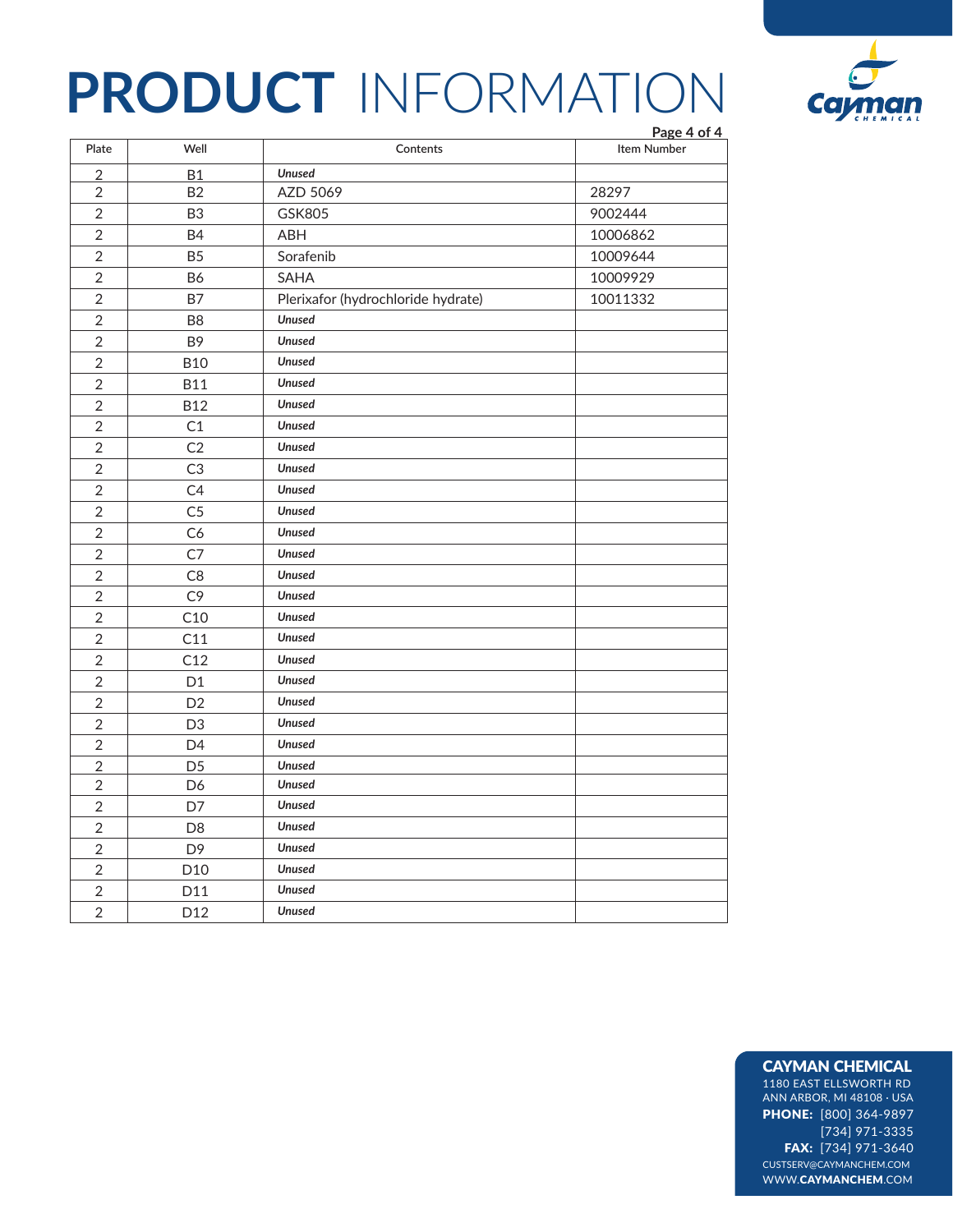# PRODUCT INFORMATION

| Plate | Well | Contents | Item Number |
|---|---|---|---|
| 2 | B1 | *Unused* | |
| 2 | B2 | AZD 5069 | 28297 |
| 2 | B3 | GSK805 | 9002444 |
| 2 | B4 | ABH | 10006862 |
| 2 | B5 | Sorafenib | 10009644 |
| 2 | B6 | SAHA | 10009929 |
| 2 | B7 | Plerixafor (hydrochloride hydrate) | 10011332 |
| 2 | B8 | *Unused* | |
| 2 | B9 | *Unused* | |
| 2 | B10 | *Unused* | |
| 2 | B11 | *Unused* | |
| 2 | B12 | *Unused* | |
| 2 | C1 | *Unused* | |
| 2 | C2 | *Unused* | |
| 2 | C3 | *Unused* | |
| 2 | C4 | *Unused* | |
| 2 | C5 | *Unused* | |
| 2 | C6 | *Unused* | |
| 2 | C7 | *Unused* | |
| 2 | C8 | *Unused* | |
| 2 | C9 | *Unused* | |
| 2 | C10 | *Unused* | |
| 2 | C11 | *Unused* | |
| 2 | C12 | *Unused* | |
| 2 | D1 | *Unused* | |
| 2 | D2 | *Unused* | |
| 2 | D3 | *Unused* | |
| 2 | D4 | *Unused* | |
| 2 | D5 | *Unused* | |
| 2 | D6 | *Unused* | |
| 2 | D7 | *Unused* | |
| 2 | D8 | *Unused* | |
| 2 | D9 | *Unused* | |
| 2 | D10 | *Unused* | |
| 2 | D11 | *Unused* | |
| 2 | D12 | *Unused* | |

**CAYMAN CHEMICAL**
1180 EAST ELLSWORTH RD
ANN ARBOR, MI 48108 · USA
**PHONE:** [800] 364-9897
[734] 971-3335
**FAX:** [734] 971-3640
CUSTSERV@CAYMANCHEM.COM
WWW.**CAYMANCHEM**.COM